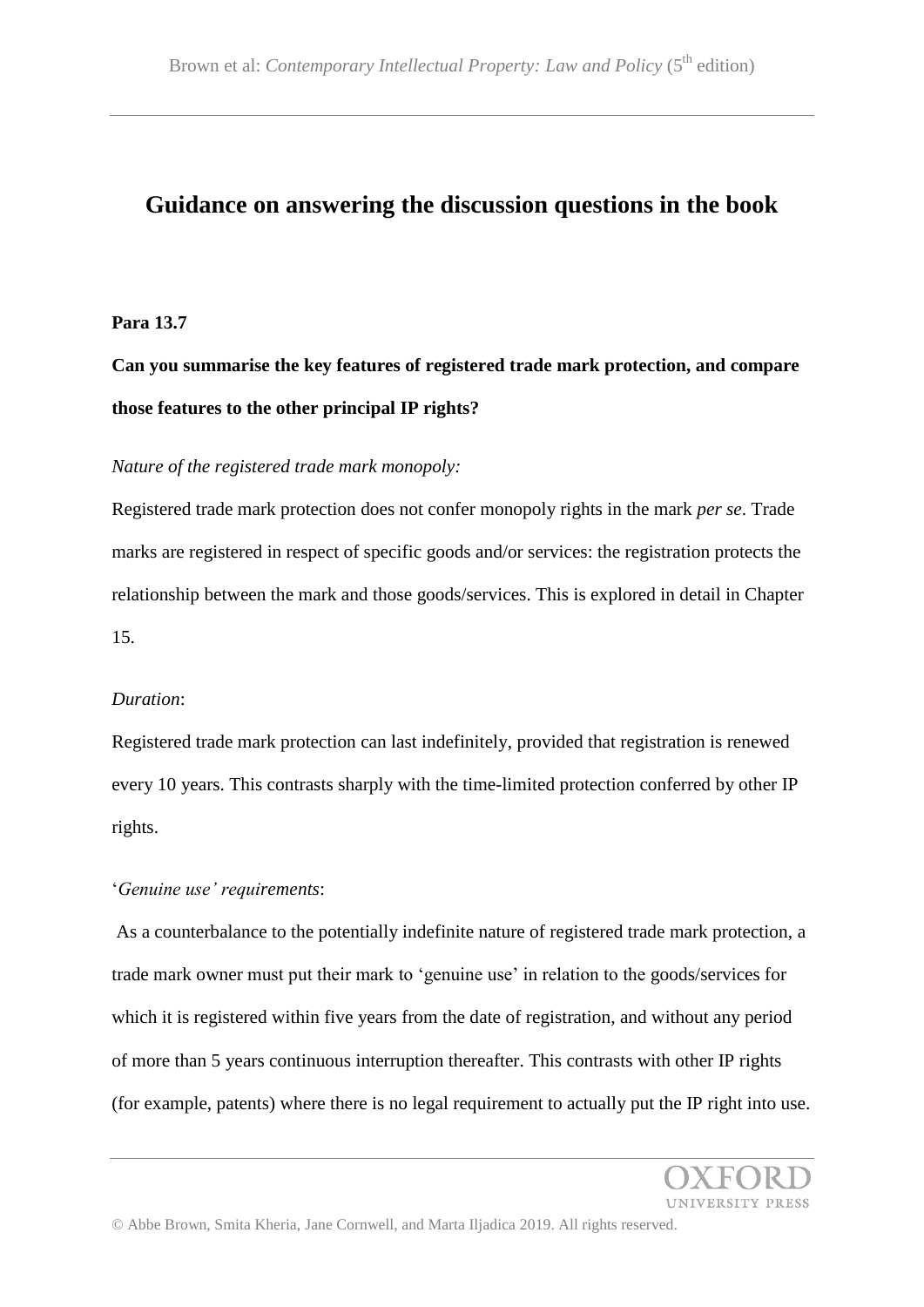# Guidance on answering the discussion questions in the book

**Para 13.7**

**Can you summarise the key features of registered trade mark protection, and compare those features to the other principal IP rights?**

*Nature of the registered trade mark monopoly:*

Registered trade mark protection does not confer monopoly rights in the mark *per se*. Trade marks are registered in respect of specific goods and/or services: the registration protects the relationship between the mark and those goods/services. This is explored in detail in Chapter 15.

*Duration*:

Registered trade mark protection can last indefinitely, provided that registration is renewed every 10 years. This contrasts sharply with the time-limited protection conferred by other IP rights.

'*Genuine use' requirements*:

As a counterbalance to the potentially indefinite nature of registered trade mark protection, a trade mark owner must put their mark to 'genuine use' in relation to the goods/services for which it is registered within five years from the date of registration, and without any period of more than 5 years continuous interruption thereafter. This contrasts with other IP rights (for example, patents) where there is no legal requirement to actually put the IP right into use.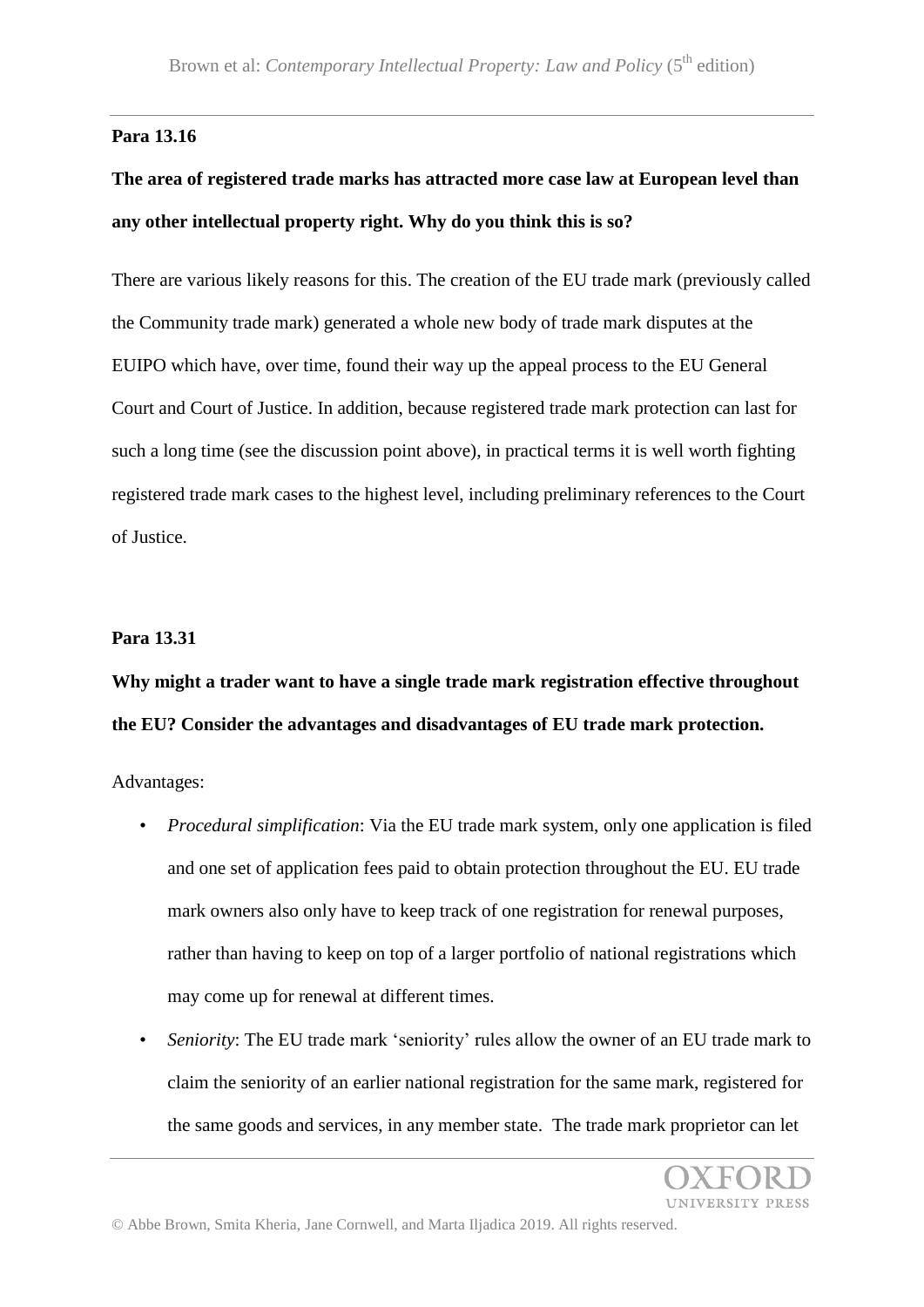**Para 13.16**

**The area of registered trade marks has attracted more case law at European level than any other intellectual property right. Why do you think this is so?**

There are various likely reasons for this. The creation of the EU trade mark (previously called the Community trade mark) generated a whole new body of trade mark disputes at the EUIPO which have, over time, found their way up the appeal process to the EU General Court and Court of Justice. In addition, because registered trade mark protection can last for such a long time (see the discussion point above), in practical terms it is well worth fighting registered trade mark cases to the highest level, including preliminary references to the Court of Justice.

**Para 13.31**

**Why might a trader want to have a single trade mark registration effective throughout the EU? Consider the advantages and disadvantages of EU trade mark protection.**

Advantages:

- *Procedural simplification*: Via the EU trade mark system, only one application is filed and one set of application fees paid to obtain protection throughout the EU. EU trade mark owners also only have to keep track of one registration for renewal purposes, rather than having to keep on top of a larger portfolio of national registrations which may come up for renewal at different times.
- *Seniority*: The EU trade mark 'seniority' rules allow the owner of an EU trade mark to claim the seniority of an earlier national registration for the same mark, registered for the same goods and services, in any member state. The trade mark proprietor can let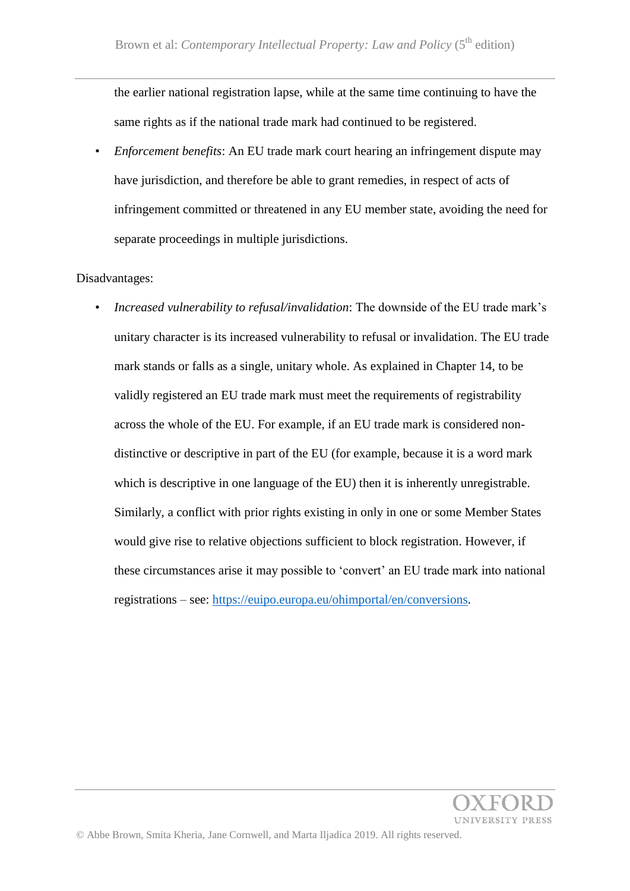the earlier national registration lapse, while at the same time continuing to have the same rights as if the national trade mark had continued to be registered.

- *Enforcement benefits*: An EU trade mark court hearing an infringement dispute may have jurisdiction, and therefore be able to grant remedies, in respect of acts of infringement committed or threatened in any EU member state, avoiding the need for separate proceedings in multiple jurisdictions.

Disadvantages:

- *Increased vulnerability to refusal/invalidation*: The downside of the EU trade mark's unitary character is its increased vulnerability to refusal or invalidation. The EU trade mark stands or falls as a single, unitary whole. As explained in Chapter 14, to be validly registered an EU trade mark must meet the requirements of registrability across the whole of the EU. For example, if an EU trade mark is considered non-distinctive or descriptive in part of the EU (for example, because it is a word mark which is descriptive in one language of the EU) then it is inherently unregistrable. Similarly, a conflict with prior rights existing in only in one or some Member States would give rise to relative objections sufficient to block registration. However, if these circumstances arise it may possible to 'convert' an EU trade mark into national registrations – see: [https://euipo.europa.eu/ohimportal/en/conversions](https://euipo.europa.eu/ohimportal/en/conversions).